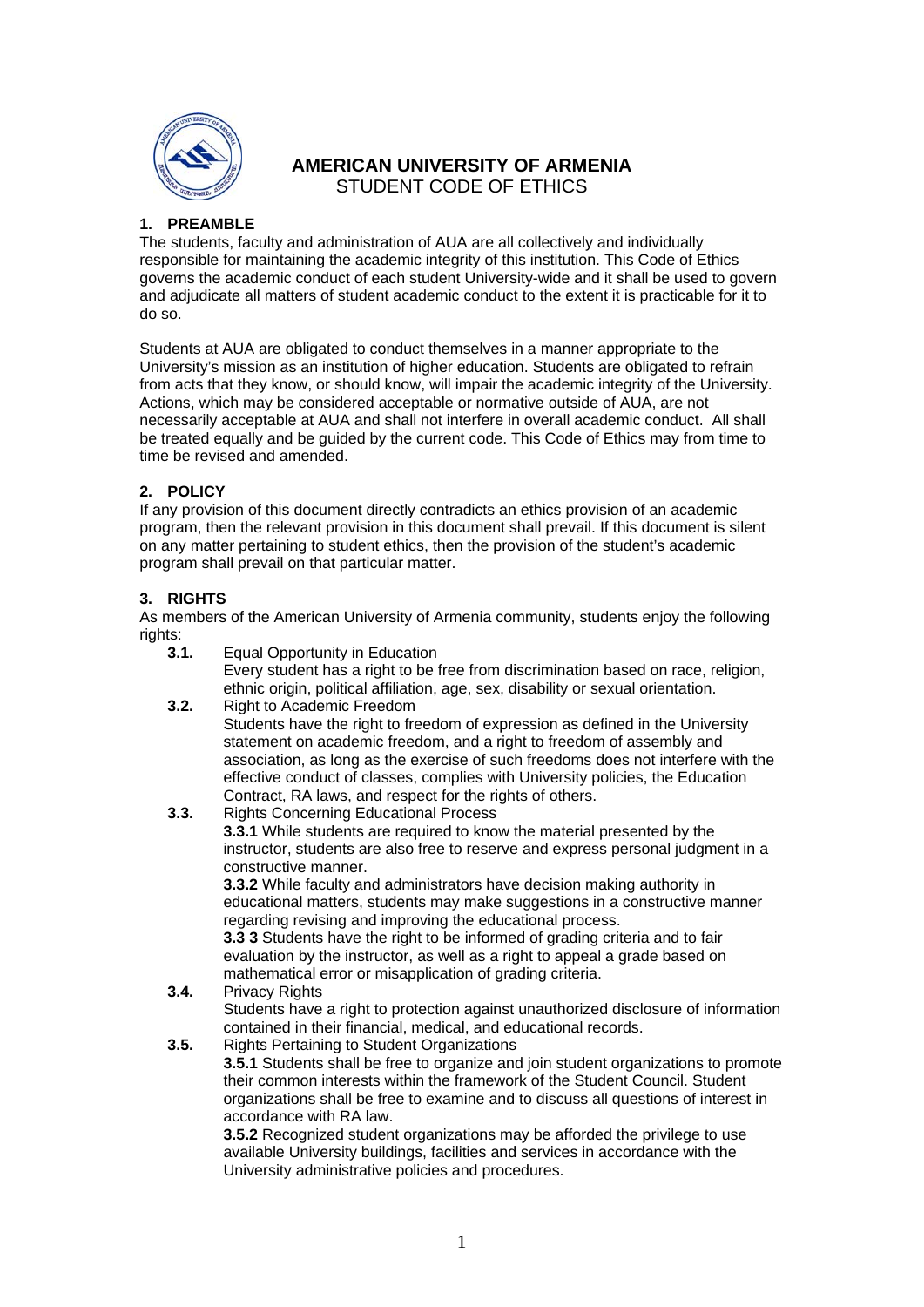# AMERICAN UNIVERSITY OF ARMENIA

STUDENT CODE OF ETHICS

## 1. PREAMBLE

The students, faculty and administration of AUA are all collectively and individually responsible for maintaining the academic integrity of this institution. This Code of Ethics governs the academic conduct of each student University-wide and it shall be used to govern and adjudicate all matters of student academic conduct to the extent it is practicable for it to do so.

Students at AUA are obligated to conduct themselves in a manner appropriate to the University's mission as an institution of higher education. Students are obligated to refrain from acts that they know, or should know, will impair the academic integrity of the University. Actions, which may be considered acceptable or normative outside of AUA, are not necessarily acceptable at AUA and shall not interfere in overall academic conduct. All shall be treated equally and be guided by the current code. This Code of Ethics may from time to time be revised and amended.

## 2. POLICY

If any provision of this document directly contradicts an ethics provision of an academic program, then the relevant provision in this document shall prevail. If this document is silent on any matter pertaining to student ethics, then the provision of the student's academic program shall prevail on that particular matter.

## 3. RIGHTS

As members of the American University of Armenia community, students enjoy the following rights:

**3.1.** Equal Opportunity in Education
Every student has a right to be free from discrimination based on race, religion, ethnic origin, political affiliation, age, sex, disability or sexual orientation.

**3.2.** Right to Academic Freedom
Students have the right to freedom of expression as defined in the University statement on academic freedom, and a right to freedom of assembly and association, as long as the exercise of such freedoms does not interfere with the effective conduct of classes, complies with University policies, the Education Contract, RA laws, and respect for the rights of others.

**3.3.** Rights Concerning Educational Process

**3.3.1** While students are required to know the material presented by the instructor, students are also free to reserve and express personal judgment in a constructive manner.

**3.3.2** While faculty and administrators have decision making authority in educational matters, students may make suggestions in a constructive manner regarding revising and improving the educational process.

**3.3 3** Students have the right to be informed of grading criteria and to fair evaluation by the instructor, as well as a right to appeal a grade based on mathematical error or misapplication of grading criteria.

**3.4.** Privacy Rights
Students have a right to protection against unauthorized disclosure of information contained in their financial, medical, and educational records.

**3.5.** Rights Pertaining to Student Organizations

**3.5.1** Students shall be free to organize and join student organizations to promote their common interests within the framework of the Student Council. Student organizations shall be free to examine and to discuss all questions of interest in accordance with RA law.

**3.5.2** Recognized student organizations may be afforded the privilege to use available University buildings, facilities and services in accordance with the University administrative policies and procedures.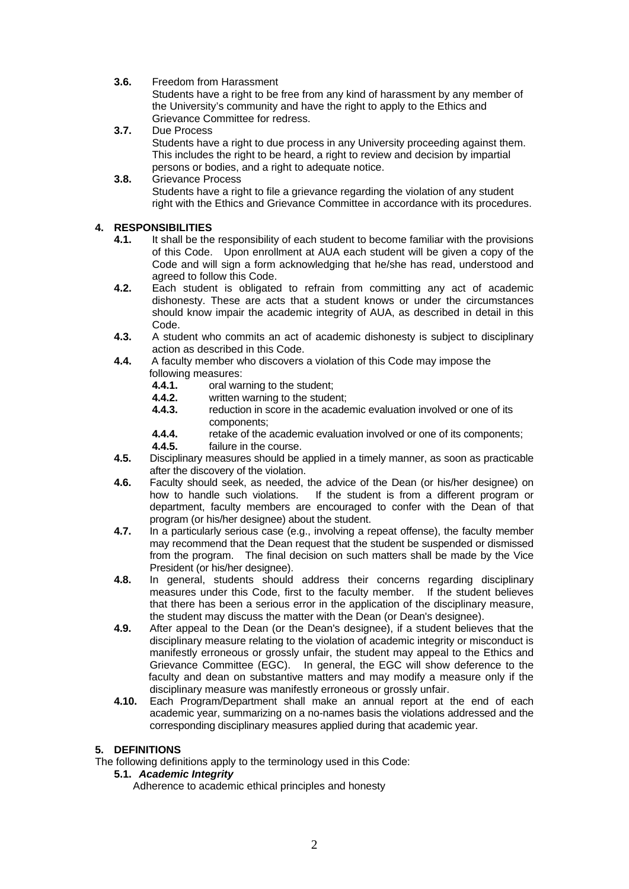- **3.6.** Freedom from Harassment
  Students have a right to be free from any kind of harassment by any member of the University's community and have the right to apply to the Ethics and Grievance Committee for redress.
- **3.7.** Due Process
  Students have a right to due process in any University proceeding against them. This includes the right to be heard, a right to review and decision by impartial persons or bodies, and a right to adequate notice.
- **3.8.** Grievance Process
  Students have a right to file a grievance regarding the violation of any student right with the Ethics and Grievance Committee in accordance with its procedures.

## 4. RESPONSIBILITIES

- **4.1.** It shall be the responsibility of each student to become familiar with the provisions of this Code. Upon enrollment at AUA each student will be given a copy of the Code and will sign a form acknowledging that he/she has read, understood and agreed to follow this Code.
- **4.2.** Each student is obligated to refrain from committing any act of academic dishonesty. These are acts that a student knows or under the circumstances should know impair the academic integrity of AUA, as described in detail in this Code.
- **4.3.** A student who commits an act of academic dishonesty is subject to disciplinary action as described in this Code.
- **4.4.** A faculty member who discovers a violation of this Code may impose the following measures:
  - **4.4.1.** oral warning to the student;
  - **4.4.2.** written warning to the student;
  - **4.4.3.** reduction in score in the academic evaluation involved or one of its components;
  - **4.4.4.** retake of the academic evaluation involved or one of its components;
  - **4.4.5.** failure in the course.
- **4.5.** Disciplinary measures should be applied in a timely manner, as soon as practicable after the discovery of the violation.
- **4.6.** Faculty should seek, as needed, the advice of the Dean (or his/her designee) on how to handle such violations. If the student is from a different program or department, faculty members are encouraged to confer with the Dean of that program (or his/her designee) about the student.
- **4.7.** In a particularly serious case (e.g., involving a repeat offense), the faculty member may recommend that the Dean request that the student be suspended or dismissed from the program. The final decision on such matters shall be made by the Vice President (or his/her designee).
- **4.8.** In general, students should address their concerns regarding disciplinary measures under this Code, first to the faculty member. If the student believes that there has been a serious error in the application of the disciplinary measure, the student may discuss the matter with the Dean (or Dean's designee).
- **4.9.** After appeal to the Dean (or the Dean's designee), if a student believes that the disciplinary measure relating to the violation of academic integrity or misconduct is manifestly erroneous or grossly unfair, the student may appeal to the Ethics and Grievance Committee (EGC). In general, the EGC will show deference to the faculty and dean on substantive matters and may modify a measure only if the disciplinary measure was manifestly erroneous or grossly unfair.
- **4.10.** Each Program/Department shall make an annual report at the end of each academic year, summarizing on a no-names basis the violations addressed and the corresponding disciplinary measures applied during that academic year.

## 5. DEFINITIONS

The following definitions apply to the terminology used in this Code:

**5.1.** ***Academic Integrity***
Adherence to academic ethical principles and honesty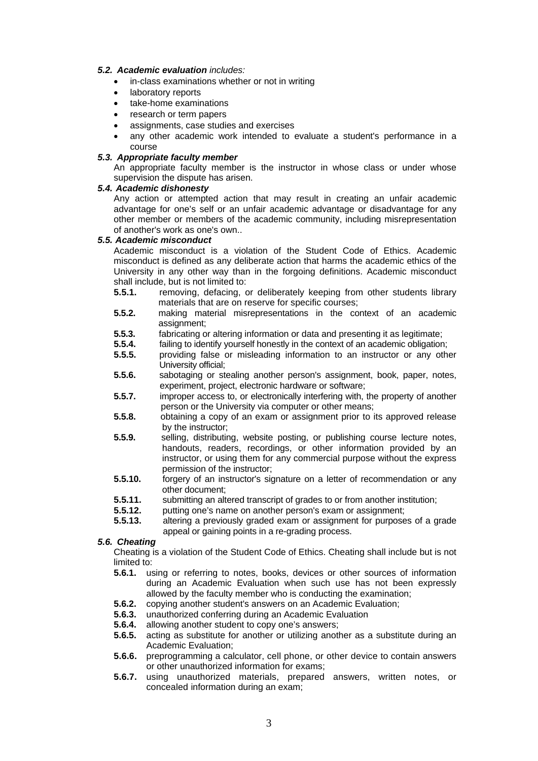### *5.2. Academic evaluation includes:*

- in-class examinations whether or not in writing
- laboratory reports
- take-home examinations
- research or term papers
- assignments, case studies and exercises
- any other academic work intended to evaluate a student's performance in a course

### *5.3. Appropriate faculty member*

An appropriate faculty member is the instructor in whose class or under whose supervision the dispute has arisen.

### *5.4. Academic dishonesty*

Any action or attempted action that may result in creating an unfair academic advantage for one's self or an unfair academic advantage or disadvantage for any other member or members of the academic community, including misrepresentation of another's work as one's own..

### *5.5. Academic misconduct*

Academic misconduct is a violation of the Student Code of Ethics. Academic misconduct is defined as any deliberate action that harms the academic ethics of the University in any other way than in the forgoing definitions. Academic misconduct shall include, but is not limited to:

**5.5.1.** removing, defacing, or deliberately keeping from other students library materials that are on reserve for specific courses;

**5.5.2.** making material misrepresentations in the context of an academic assignment;

**5.5.3.** fabricating or altering information or data and presenting it as legitimate;

**5.5.4.** failing to identify yourself honestly in the context of an academic obligation;

**5.5.5.** providing false or misleading information to an instructor or any other University official;

**5.5.6.** sabotaging or stealing another person's assignment, book, paper, notes, experiment, project, electronic hardware or software;

**5.5.7.** improper access to, or electronically interfering with, the property of another person or the University via computer or other means;

**5.5.8.** obtaining a copy of an exam or assignment prior to its approved release by the instructor;

**5.5.9.** selling, distributing, website posting, or publishing course lecture notes, handouts, readers, recordings, or other information provided by an instructor, or using them for any commercial purpose without the express permission of the instructor;

**5.5.10.** forgery of an instructor's signature on a letter of recommendation or any other document;

**5.5.11.** submitting an altered transcript of grades to or from another institution;

**5.5.12.** putting one's name on another person's exam or assignment;

**5.5.13.** altering a previously graded exam or assignment for purposes of a grade appeal or gaining points in a re-grading process.

### *5.6. Cheating*

Cheating is a violation of the Student Code of Ethics. Cheating shall include but is not limited to:

**5.6.1.** using or referring to notes, books, devices or other sources of information during an Academic Evaluation when such use has not been expressly allowed by the faculty member who is conducting the examination;

**5.6.2.** copying another student's answers on an Academic Evaluation;

**5.6.3.** unauthorized conferring during an Academic Evaluation

**5.6.4.** allowing another student to copy one's answers;

**5.6.5.** acting as substitute for another or utilizing another as a substitute during an Academic Evaluation;

**5.6.6.** preprogramming a calculator, cell phone, or other device to contain answers or other unauthorized information for exams;

**5.6.7.** using unauthorized materials, prepared answers, written notes, or concealed information during an exam;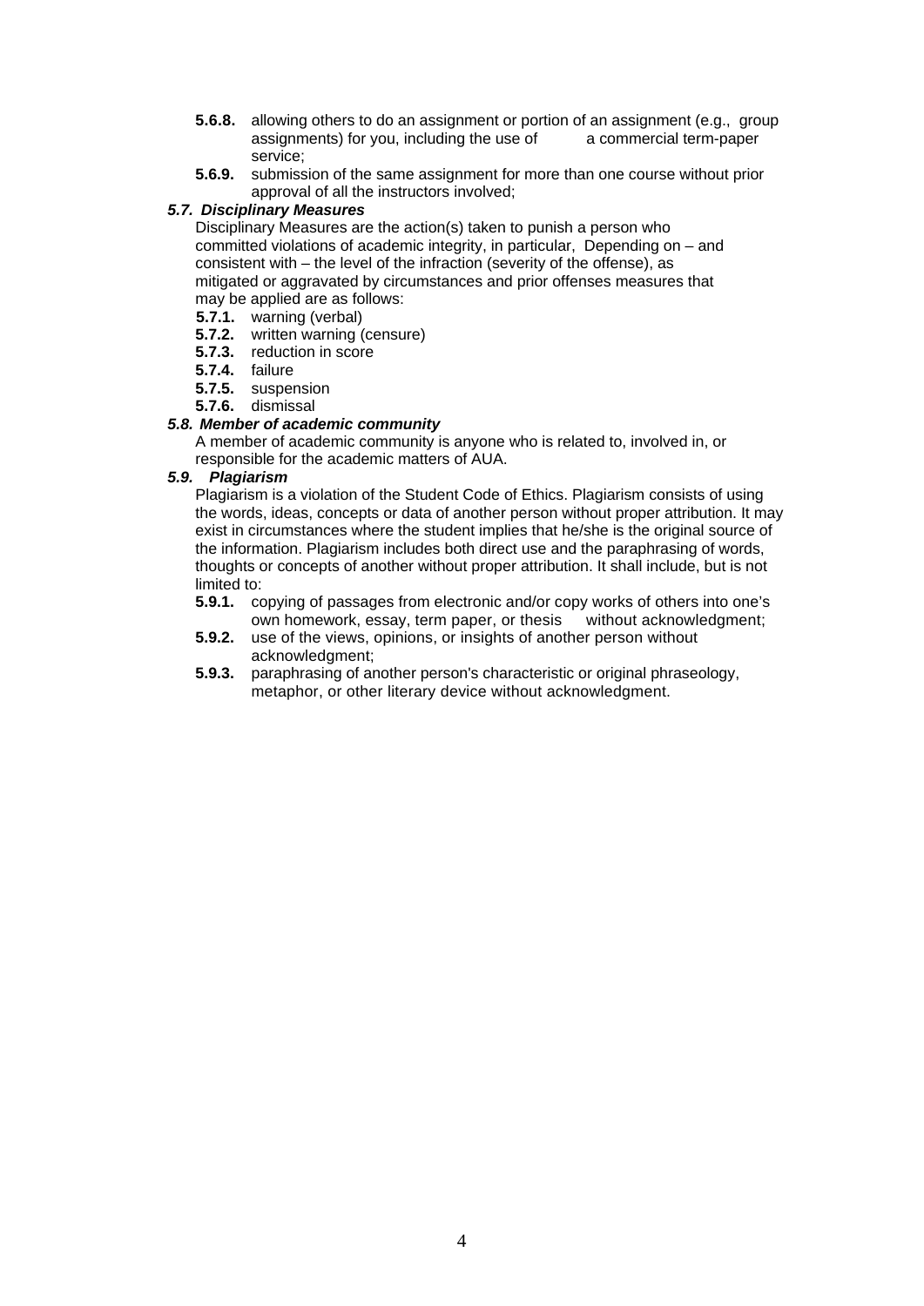- **5.6.8.** allowing others to do an assignment or portion of an assignment (e.g., group assignments) for you, including the use of a commercial term-paper service;
- **5.6.9.** submission of the same assignment for more than one course without prior approval of all the instructors involved;

### *5.7. Disciplinary Measures*

Disciplinary Measures are the action(s) taken to punish a person who committed violations of academic integrity, in particular, Depending on – and consistent with – the level of the infraction (severity of the offense), as mitigated or aggravated by circumstances and prior offenses measures that may be applied are as follows:

- **5.7.1.** warning (verbal)
- **5.7.2.** written warning (censure)
- **5.7.3.** reduction in score
- **5.7.4.** failure
- **5.7.5.** suspension
- **5.7.6.** dismissal

### *5.8. Member of academic community*

A member of academic community is anyone who is related to, involved in, or responsible for the academic matters of AUA.

### *5.9. Plagiarism*

Plagiarism is a violation of the Student Code of Ethics. Plagiarism consists of using the words, ideas, concepts or data of another person without proper attribution. It may exist in circumstances where the student implies that he/she is the original source of the information. Plagiarism includes both direct use and the paraphrasing of words, thoughts or concepts of another without proper attribution. It shall include, but is not limited to:

- **5.9.1.** copying of passages from electronic and/or copy works of others into one's own homework, essay, term paper, or thesis without acknowledgment;
- **5.9.2.** use of the views, opinions, or insights of another person without acknowledgment;
- **5.9.3.** paraphrasing of another person's characteristic or original phraseology, metaphor, or other literary device without acknowledgment.